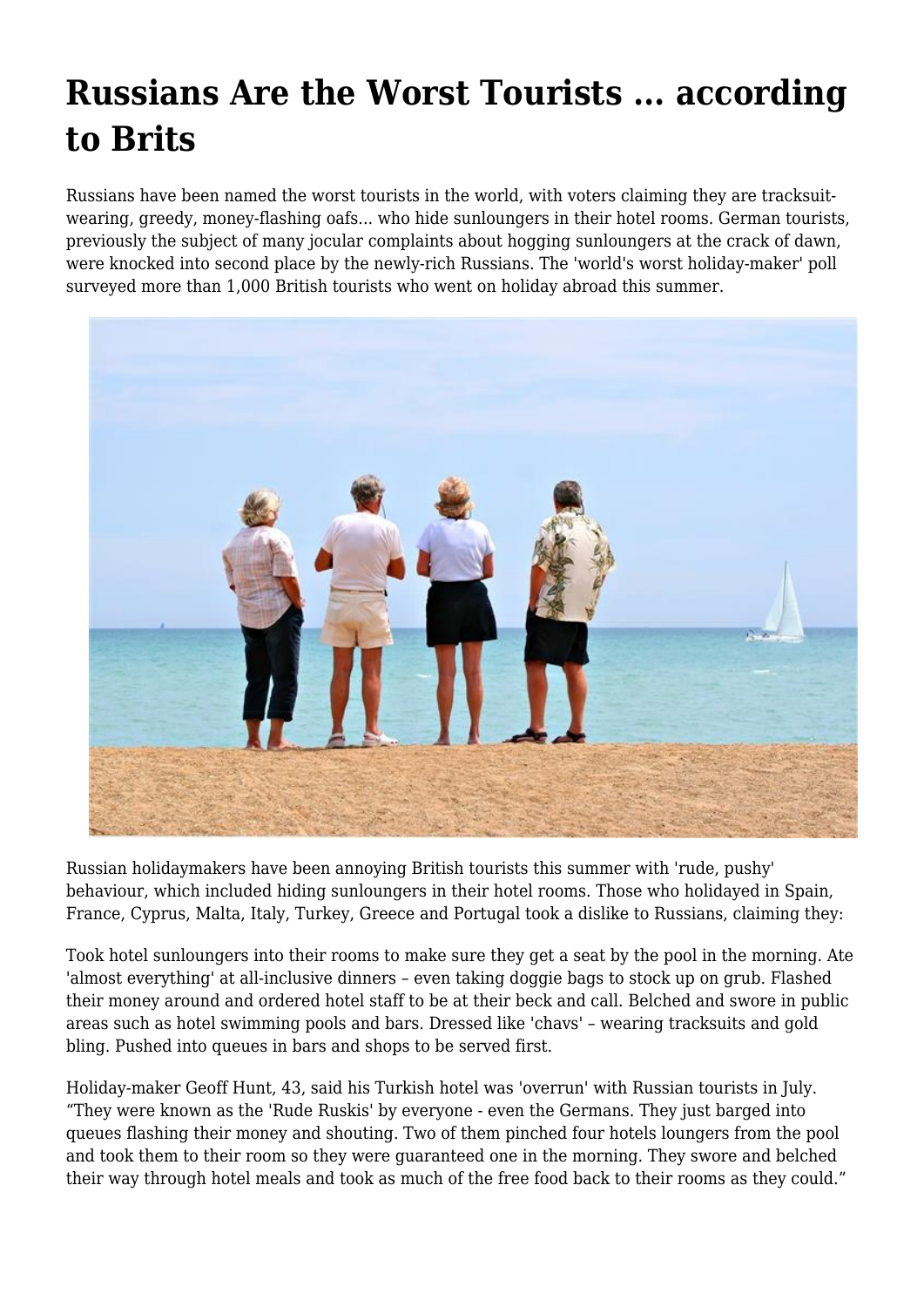# Russians Are the Worst Tourists … according to Brits

Russians have been named the worst tourists in the world, with voters claiming they are tracksuit-wearing, greedy, money-flashing oafs... who hide sunloungers in their hotel rooms. German tourists, previously the subject of many jocular complaints about hogging sunloungers at the crack of dawn, were knocked into second place by the newly-rich Russians. The 'world's worst holiday-maker' poll surveyed more than 1,000 British tourists who went on holiday abroad this summer.

Russian holidaymakers have been annoying British tourists this summer with 'rude, pushy' behaviour, which included hiding sunloungers in their hotel rooms. Those who holidayed in Spain, France, Cyprus, Malta, Italy, Turkey, Greece and Portugal took a dislike to Russians, claiming they:

Took hotel sunloungers into their rooms to make sure they get a seat by the pool in the morning. Ate 'almost everything' at all-inclusive dinners – even taking doggie bags to stock up on grub. Flashed their money around and ordered hotel staff to be at their beck and call. Belched and swore in public areas such as hotel swimming pools and bars. Dressed like 'chavs' – wearing tracksuits and gold bling. Pushed into queues in bars and shops to be served first.

Holiday-maker Geoff Hunt, 43, said his Turkish hotel was 'overrun' with Russian tourists in July. “They were known as the 'Rude Ruskis' by everyone - even the Germans. They just barged into queues flashing their money and shouting. Two of them pinched four hotels loungers from the pool and took them to their room so they were guaranteed one in the morning. They swore and belched their way through hotel meals and took as much of the free food back to their rooms as they could.”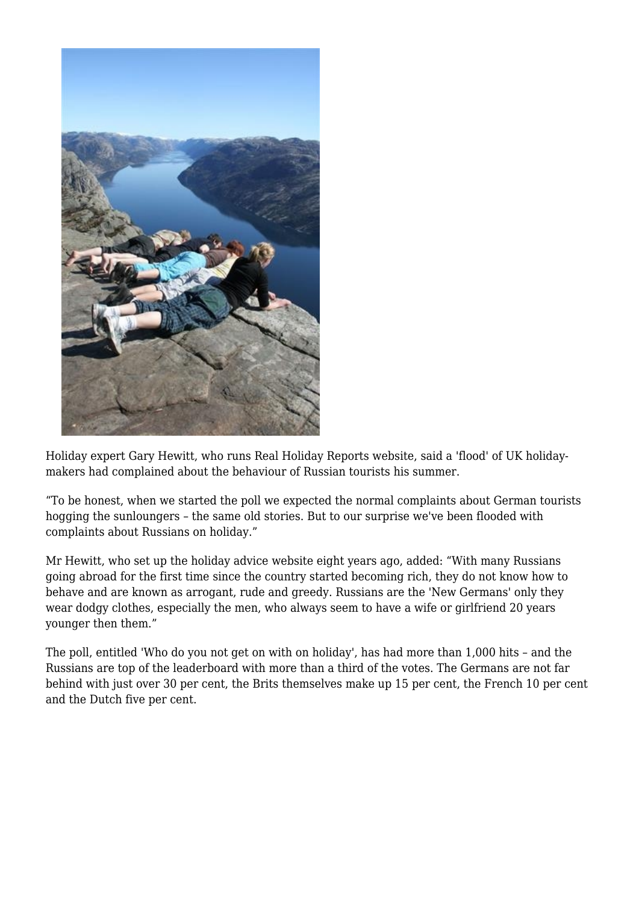Holiday expert Gary Hewitt, who runs Real Holiday Reports website, said a 'flood' of UK holiday-makers had complained about the behaviour of Russian tourists his summer.

“To be honest, when we started the poll we expected the normal complaints about German tourists hogging the sunloungers – the same old stories. But to our surprise we've been flooded with complaints about Russians on holiday.”

Mr Hewitt, who set up the holiday advice website eight years ago, added: “With many Russians going abroad for the first time since the country started becoming rich, they do not know how to behave and are known as arrogant, rude and greedy. Russians are the 'New Germans' only they wear dodgy clothes, especially the men, who always seem to have a wife or girlfriend 20 years younger then them.”

The poll, entitled 'Who do you not get on with on holiday', has had more than 1,000 hits – and the Russians are top of the leaderboard with more than a third of the votes. The Germans are not far behind with just over 30 per cent, the Brits themselves make up 15 per cent, the French 10 per cent and the Dutch five per cent.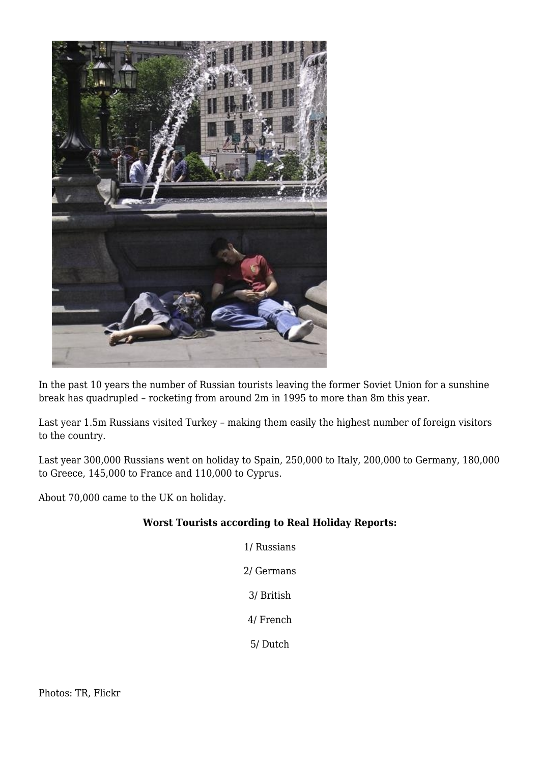In the past 10 years the number of Russian tourists leaving the former Soviet Union for a sunshine break has quadrupled – rocketing from around 2m in 1995 to more than 8m this year.

Last year 1.5m Russians visited Turkey – making them easily the highest number of foreign visitors to the country.

Last year 300,000 Russians went on holiday to Spain, 250,000 to Italy, 200,000 to Germany, 180,000 to Greece, 145,000 to France and 110,000 to Cyprus.

About 70,000 came to the UK on holiday.

**Worst Tourists according to Real Holiday Reports:**

1/ Russians

2/ Germans

3/ British

4/ French

5/ Dutch

Photos: TR, Flickr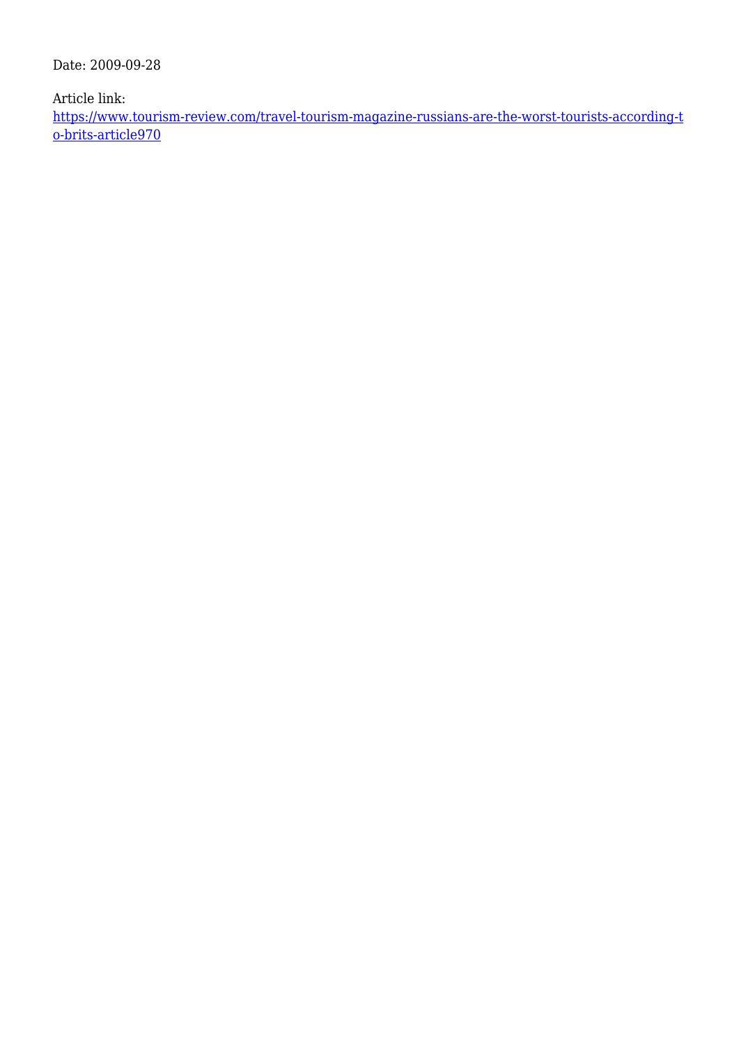Date: 2009-09-28

Article link:
[https://www.tourism-review.com/travel-tourism-magazine-russians-are-the-worst-tourists-according-to-brits-article970](https://www.tourism-review.com/travel-tourism-magazine-russians-are-the-worst-tourists-according-to-brits-article970)